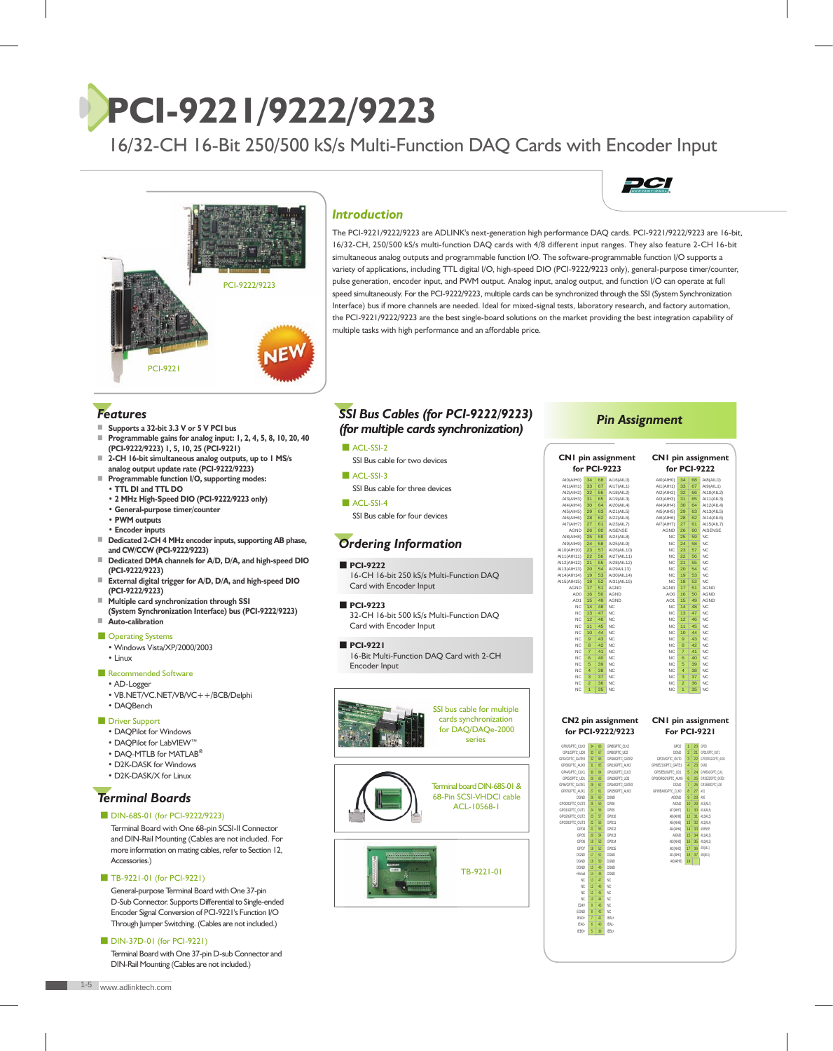# PCI-9221/9222/9223

16/32-CH 16-Bit 250/500 kS/s Multi-Function DAQ Cards with Encoder Input

PCI-9222/9223

PCI-9221

NEW

## Introduction

The PCI-9221/9222/9223 are ADLINK's next-generation high performance DAQ cards. PCI-9221/9222/9223 are 16-bit, 16/32-CH, 250/500 kS/s multi-function DAQ cards with 4/8 different input ranges. They also feature 2-CH 16-bit simultaneous analog outputs and programmable function I/O. The software-programmable function I/O supports a variety of applications, including TTL digital I/O, high-speed DIO (PCI-9222/9223 only), general-purpose timer/counter, pulse generation, encoder input, and PWM output. Analog input, analog output, and function I/O can operate at full speed simultaneously. For the PCI-9222/9223, multiple cards can be synchronized through the SSI (System Synchronization Interface) bus if more channels are needed. Ideal for mixed-signal tests, laboratory research, and factory automation, the PCI-9221/9222/9223 are the best single-board solutions on the market providing the best integration capability of multiple tasks with high performance and an affordable price.

## Features

- **Supports a 32-bit 3.3 V or 5 V PCI bus**
- **Programmable gains for analog input: 1, 2, 4, 5, 8, 10, 20, 40 (PCI-9222/9223) 1, 5, 10, 25 (PCI-9221)**
- **2-CH 16-bit simultaneous analog outputs, up to 1 MS/s analog output update rate (PCI-9222/9223)**
- **Programmable function I/O, supporting modes:**
  - **TTL DI and TTL DO**
  - **2 MHz High-Speed DIO (PCI-9222/9223 only)**
  - **General-purpose timer/counter**
  - **PWM outputs**
  - **Encoder inputs**
- **Dedicated 2-CH 4 MHz encoder inputs, supporting AB phase, and CW/CCW (PCI-9222/9223)**
- **Dedicated DMA channels for A/D, D/A, and high-speed DIO (PCI-9222/9223)**
- **External digital trigger for A/D, D/A, and high-speed DIO (PCI-9222/9223)**
- **Multiple card synchronization through SSI (System Synchronization Interface) bus (PCI-9222/9223)**
- **Auto-calibration**

### Operating Systems
- Windows Vista/XP/2000/2003
- Linux

### Recommended Software
- AD-Logger
- VB.NET/VC.NET/VB/VC++/BCB/Delphi
- DAQBench

### Driver Support
- DAQPilot for Windows
- DAQPilot for LabVIEW™
- DAQ-MTLB for MATLAB®
- D2K-DASK for Windows
- D2K-DASK/X for Linux

## Terminal Boards

### DIN-68S-01 (for PCI-9222/9223)
Terminal Board with One 68-pin SCSI-II Connector and DIN-Rail Mounting (Cables are not included. For more information on mating cables, refer to Section 12, Accessories.)

### TB-9221-01 (for PCI-9221)
General-purpose Terminal Board with One 37-pin D-Sub Connector. Supports Differential to Single-ended Encoder Signal Conversion of PCI-9221's Function I/O Through Jumper Switching. (Cables are not included.)

### DIN-37D-01 (for PCI-9221)
Terminal Board with One 37-pin D-sub Connector and DIN-Rail Mounting (Cables are not included.)

## SSI Bus Cables (for PCI-9222/9223) (for multiple cards synchronization)

- **ACL-SSI-2**
  SSI Bus cable for two devices
- **ACL-SSI-3**
  SSI Bus cable for three devices
- **ACL-SSI-4**
  SSI Bus cable for four devices

## Ordering Information

- **PCI-9222**
  16-CH 16-bit 250 kS/s Multi-Function DAQ Card with Encoder Input
- **PCI-9223**
  32-CH 16-bit 500 kS/s Multi-Function DAQ Card with Encoder Input
- **PCI-9221**
  16-Bit Multi-Function DAQ Card with 2-CH Encoder Input

SSI bus cable for multiple cards synchronization for DAQ/DAQe-2000 series

Terminal board DIN-68S-01 & 68-Pin SCSI-VHDCI cable ACL-10568-1

TB-9221-01

## Pin Assignment

### CN1 pin assignment for PCI-9223

| | | | |
|---|---|---|---|
| AI0(AIH0) | 34 | 68 | AI16(AIL0) |
| AI1(AIH1) | 33 | 67 | AI17(AIL1) |
| AI2(AIH2) | 32 | 66 | AI18(AIL2) |
| AI3(AIH3) | 31 | 65 | AI19(AIL3) |
| AI4(AIH4) | 30 | 64 | AI20(AIL4) |
| AI5(AIH5) | 29 | 63 | AI21(AIL5) |
| AI6(AIH6) | 28 | 62 | AI22(AIL6) |
| AI7(AIH7) | 27 | 61 | AI23(AIL7) |
| AGND | 26 | 60 | AISENSE |
| AI8(AIH8) | 25 | 59 | AI24(AIL8) |
| AI9(AIH9) | 24 | 58 | AI25(AIL9) |
| AI10(AIH10) | 23 | 57 | AI26(AIL10) |
| AI11(AIH11) | 22 | 56 | AI27(AIL11) |
| AI12(AIH12) | 21 | 55 | AI28(AIL12) |
| AI13(AIH13) | 20 | 54 | AI29(AIL13) |
| AI14(AIH14) | 19 | 53 | AI30(AIL14) |
| AI15(AIH15) | 18 | 52 | AI31(AIL15) |
| AGND | 17 | 51 | AGND |
| AO0 | 16 | 50 | AGND |
| AO1 | 15 | 49 | AGND |
| NC | 14 | 48 | NC |
| NC | 13 | 47 | NC |
| NC | 12 | 46 | NC |
| NC | 11 | 45 | NC |
| NC | 10 | 44 | NC |
| NC | 9 | 43 | NC |
| NC | 8 | 42 | NC |
| NC | 7 | 41 | NC |
| NC | 6 | 40 | NC |
| NC | 5 | 39 | NC |
| NC | 4 | 38 | NC |
| NC | 3 | 37 | NC |
| NC | 2 | 36 | NC |
| NC | 1 | 35 | NC |

### CN1 pin assignment for PCI-9222

| | | | |
|---|---|---|---|
| AI0(AIH0) | 34 | 68 | AI8(AIL0) |
| AI1(AIH1) | 33 | 67 | AI9(AIL1) |
| AI2(AIH2) | 32 | 66 | AI10(AIL2) |
| AI3(AIH3) | 31 | 65 | AI11(AIL3) |
| AI4(AIH4) | 30 | 64 | AI12(AIL4) |
| AI5(AIH5) | 29 | 63 | AI13(AIL5) |
| AI6(AIH6) | 28 | 62 | AI14(AIL6) |
| AI7(AIH7) | 27 | 61 | AI15(AIL7) |
| AGND | 26 | 60 | AISENSE |
| NC | 25 | 59 | NC |
| NC | 24 | 58 | NC |
| NC | 23 | 57 | NC |
| NC | 22 | 56 | NC |
| NC | 21 | 55 | NC |
| NC | 20 | 54 | NC |
| NC | 19 | 53 | NC |
| NC | 18 | 52 | NC |
| AGND | 17 | 51 | AGND |
| AO0 | 16 | 50 | AGND |
| AO1 | 15 | 49 | AGND |
| NC | 14 | 48 | NC |
| NC | 13 | 47 | NC |
| NC | 12 | 46 | NC |
| NC | 11 | 45 | NC |
| NC | 10 | 44 | NC |
| NC | 9 | 43 | NC |
| NC | 8 | 42 | NC |
| NC | 7 | 41 | NC |
| NC | 6 | 40 | NC |
| NC | 5 | 39 | NC |
| NC | 4 | 38 | NC |
| NC | 3 | 37 | NC |
| NC | 2 | 36 | NC |
| NC | 1 | 35 | NC |

### CN2 pin assignment for PCI-9222/9223

| | | | |
|---|---|---|---|
| GPI0/GPTC_CLK0 | 34 | 68 | GPI8/GPTC_CLK2 |
| GPI1/GPTC_UD0 | 33 | 67 | GPI9/GPTC_UD2 |
| GPI2/GPTC_GATE0 | 32 | 66 | GPI10/GPTC_GATE2 |
| GPI3/GPTC_AUX0 | 31 | 65 | GPI11/GPTC_AUX2 |
| GPI4/GPTC_CLK1 | 30 | 64 | GPI12/GPTC_CLK3 |
| GPI5/GPTC_UD1 | 29 | 63 | GPI13/GPTC_UD3 |
| GPI6/GPTC_GATE1 | 28 | 62 | GPI14/GPTC_GATE3 |
| GPI7/GPTC_AUX1 | 27 | 61 | GPI15/GPTC_AUX3 |
| DGND | 26 | 60 | DGND |
| GPO0/GPTC_OUT0 | 25 | 59 | GPO8 |
| GPO1/GPTC_OUT1 | 24 | 58 | GPO9 |
| GPO2/GPTC_OUT2 | 23 | 57 | GPO10 |
| GPO3/GPTC_OUT3 | 22 | 56 | GPO11 |
| GPO4 | 21 | 55 | GPO12 |
| GPO5 | 20 | 54 | GPO13 |
| GPO6 | 19 | 53 | GPO14 |
| GPO7 | 18 | 52 | GPO15 |
| DGND | 17 | 51 | DGND |
| DGND | 16 | 50 | DGND |
| DGND | 15 | 49 | DGND |
| +5Vout | 14 | 48 | DGND |
| NC | 13 | 47 | NC |
| NC | 12 | 46 | NC |
| NC | 11 | 45 | NC |
| NC | 10 | 44 | NC |
| EDIN | 9 | 43 | NC |
| ESGND | 8 | 42 | NC |
| IEA0+ | 7 | 41 | IEA1+ |
| IEA0- | 6 | 40 | IEA1- |
| IEB0+ | 5 | 39 | IEB1+ |

### CN1 pin assignment For PCI-9221

| | | | |
|---|---|---|---|
| GPI0 | 1 | 20 | GPI1 |
| DGND | 2 | 21 | GPI0/GPTC_GATE1 |
| GPO0/GPTC_OUT0 | 3 | 22 | GPI1/GPTC_AUX1 |
| GPI8/EZ0/GPTC_GATE1 | 4 | 23 | DGND |
| GPI5/EB0/GPTC_UD1 | 5 | 24 | GPI6/EB1/GPTC_CLK1 |
| GPI3/EA0/GPTC_AUX0 | 6 | 25 | GPI2/EB1/GPTC_GATE0 |
| DGND | 7 | 26 | GPI1/EB1/GPTC_UD0 |
| GPI0/EA0/GPTC_CLK0 | 8 | 27 | AO1 |
| AOGND | 9 | 28 | AO0 |
| AIGND | 10 | 29 | AI3(AIL7) |
| AI7(AIH7) | 11 | 30 | AI6(AIL6) |
| AI6(AIH6) | 12 | 31 | AI5(AIL5) |
| AI5(AIH5) | 13 | 32 | AI4(AIL4) |
| AI4(AIH4) | 14 | 33 | AISENSE |
| AIGND | 15 | 34 | AI3(AIL3) |
| AI3(AIH3) | 16 | 35 | AI2(AIL2) |
| AI2(AIH2) | 17 | 36 | AI1(AIL1) |
| AI1(AIH1) | 18 | 37 | AI0(AIL0) |
| AI0(AIH0) | 19 | | |

www.adlinktech.com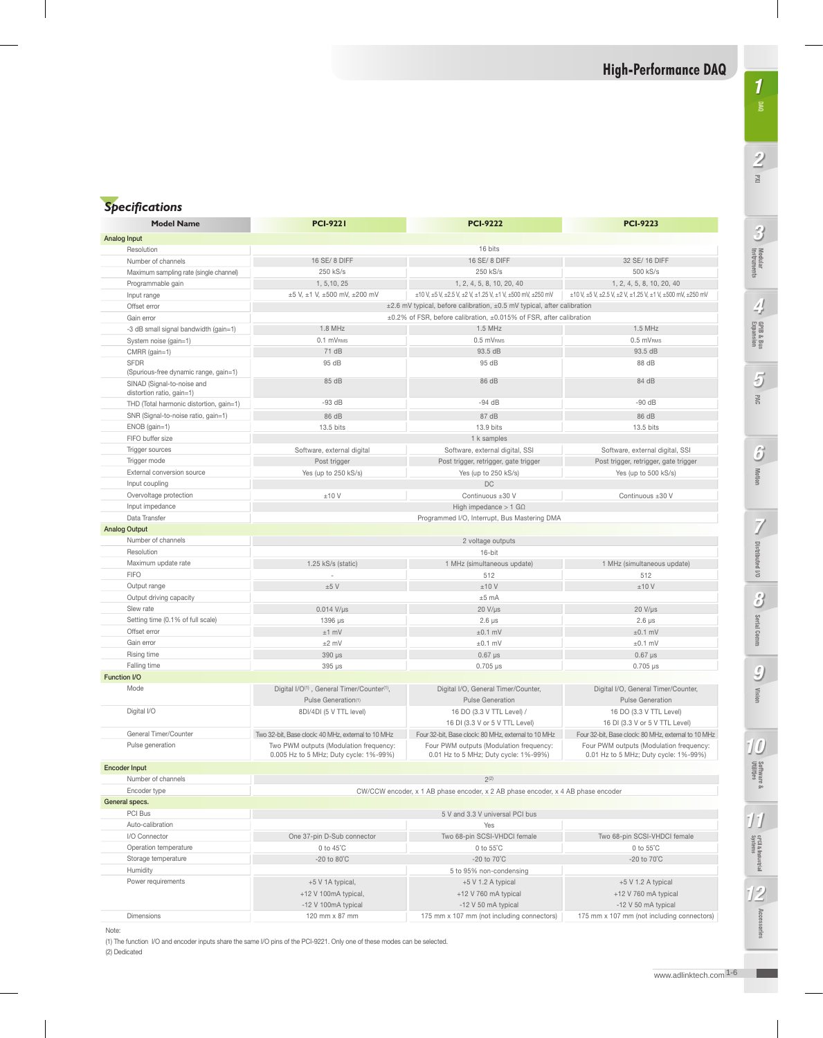## Specifications

| Model Name | PCI-9221 | PCI-9222 | PCI-9223 |
|---|---|---|---|
| **Analog Input** | | | |
| Resolution | 16 bits | | |
| Number of channels | 16 SE/ 8 DIFF | 16 SE/ 8 DIFF | 32 SE/ 16 DIFF |
| Maximum sampling rate (single channel) | 250 kS/s | 250 kS/s | 500 kS/s |
| Programmable gain | 1, 5,10, 25 | 1, 2, 4, 5, 8, 10, 20, 40 | 1, 2, 4, 5, 8, 10, 20, 40 |
| Input range | ±5 V, ±1 V, ±500 mV, ±200 mV | ±10 V, ±5 V, ±2.5 V, ±2 V, ±1.25 V, ±1 V, ±500 mV, ±250 mV | ±10 V, ±5 V, ±2.5 V, ±2 V, ±1.25 V, ±1 V, ±500 mV, ±250 mV |
| Offset error | ±2.6 mV typical, before calibration, ±0.5 mV typical, after calibration | | |
| Gain error | ±0.2% of FSR, before calibration, ±0.015% of FSR, after calibration | | |
| -3 dB small signal bandwidth (gain=1) | 1.8 MHz | 1.5 MHz | 1.5 MHz |
| System noise (gain=1) | 0.1 mV$_{RMS}$ | 0.5 mV$_{RMS}$ | 0.5 mV$_{RMS}$ |
| CMRR (gain=1) | 71 dB | 93.5 dB | 93.5 dB |
| SFDR (Spurious-free dynamic range, gain=1) | 95 dB | 95 dB | 88 dB |
| SINAD (Signal-to-noise and distortion ratio, gain=1) | 85 dB | 86 dB | 84 dB |
| THD (Total harmonic distortion, gain=1) | -93 dB | -94 dB | -90 dB |
| SNR (Signal-to-noise ratio, gain=1) | 86 dB | 87 dB | 86 dB |
| ENOB (gain=1) | 13.5 bits | 13.9 bits | 13.5 bits |
| FIFO buffer size | 1 k samples | | |
| Trigger sources | Software, external digital | Software, external digital, SSI | Software, external digital, SSI |
| Trigger mode | Post trigger | Post trigger, retrigger, gate trigger | Post trigger, retrigger, gate trigger |
| External conversion source | Yes (up to 250 kS/s) | Yes (up to 250 kS/s) | Yes (up to 500 kS/s) |
| Input coupling | DC | | |
| Overvoltage protection | ±10 V | Continuous ±30 V | Continuous ±30 V |
| Input impedance | High impedance > 1 GΩ | | |
| Data Transfer | Programmed I/O, Interrupt, Bus Mastering DMA | | |
| **Analog Output** | | | |
| Number of channels | 2 voltage outputs | | |
| Resolution | 16-bit | | |
| Maximum update rate | 1.25 kS/s (static) | 1 MHz (simultaneous update) | 1 MHz (simultaneous update) |
| FIFO | - | 512 | 512 |
| Output range | ±5 V | ±10 V | ±10 V |
| Output driving capacity | ±5 mA | | |
| Slew rate | 0.014 V/µs | 20 V/µs | 20 V/µs |
| Setting time (0.1% of full scale) | 1396 µs | 2.6 µs | 2.6 µs |
| Offset error | ±1 mV | ±0.1 mV | ±0.1 mV |
| Gain error | ±2 mV | ±0.1 mV | ±0.1 mV |
| Rising time | 390 µs | 0.67 µs | 0.67 µs |
| Falling time | 395 µs | 0.705 µs | 0.705 µs |
| **Function I/O** | | | |
| Mode | Digital I/O[1], General Timer/Counter[1], Pulse Generation[1] | Digital I/O, General Timer/Counter, Pulse Generation | Digital I/O, General Timer/Counter, Pulse Generation |
| Digital I/O | 8DI/4DI (5 V TTL level) | 16 DO (3.3 V TTL Level) / 16 DI (3.3 V or 5 V TTL Level) | 16 DO (3.3 V TTL Level) 16 DI (3.3 V or 5 V TTL Level) |
| General Timer/Counter | Two 32-bit, Base clock: 40 MHz, external to 10 MHz | Four 32-bit, Base clock: 80 MHz, external to 10 MHz | Four 32-bit, Base clock: 80 MHz, external to 10 MHz |
| Pulse generation | Two PWM outputs (Modulation frequency: 0.005 Hz to 5 MHz; Duty cycle: 1%-99%) | Four PWM outputs (Modulation frequency: 0.01 Hz to 5 MHz; Duty cycle: 1%-99%) | Four PWM outputs (Modulation frequency: 0.01 Hz to 5 MHz; Duty cycle: 1%-99%) |
| **Encoder Input** | | | |
| Number of channels | 2[2] | | |
| Encoder type | CW/CCW encoder, x 1 AB phase encoder, x 2 AB phase encoder, x 4 AB phase encoder | | |
| **General specs.** | | | |
| PCI Bus | 5 V and 3.3 V universal PCI bus | | |
| Auto-calibration | Yes | | |
| I/O Connector | One 37-pin D-Sub connector | Two 68-pin SCSI-VHDCI female | Two 68-pin SCSI-VHDCI female |
| Operation temperature | 0 to 45˚C | 0 to 55˚C | 0 to 55˚C |
| Storage temperature | -20 to 80˚C | -20 to 70˚C | -20 to 70˚C |
| Humidity | 5 to 95% non-condensing | | |
| Power requirements | +5 V 1A typical, +12 V 100mA typical, -12 V 100mA typical | +5 V 1.2 A typical +12 V 760 mA typical -12 V 50 mA typical | +5 V 1.2 A typical +12 V 760 mA typical -12 V 50 mA typical |
| Dimensions | 120 mm x 87 mm | 175 mm x 107 mm (not including connectors) | 175 mm x 107 mm (not including connectors) |

Note:

(1) The function I/O and encoder inputs share the same I/O pins of the PCI-9221. Only one of these modes can be selected.

(2) Dedicated